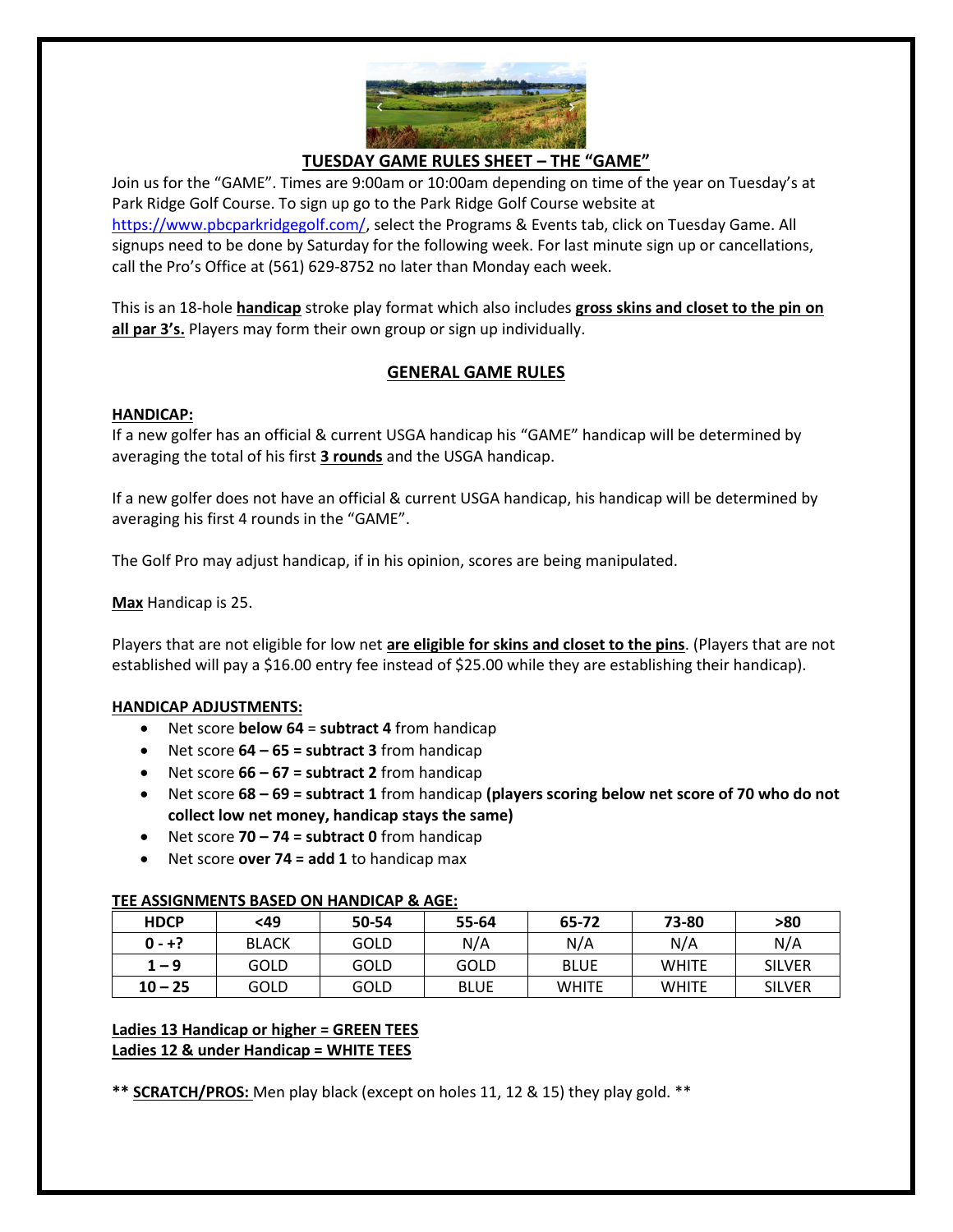# TUESDAY GAME RULES SHEET – THE "GAME"

Join us for the "GAME". Times are 9:00am or 10:00am depending on time of the year on Tuesday's at Park Ridge Golf Course. To sign up go to the Park Ridge Golf Course website at https://www.pbcparkridgegolf.com/, select the Programs & Events tab, click on Tuesday Game. All signups need to be done by Saturday for the following week. For last minute sign up or cancellations, call the Pro's Office at (561) 629-8752 no later than Monday each week.

This is an 18-hole **handicap** stroke play format which also includes **gross skins and closet to the pin on all par 3's.** Players may form their own group or sign up individually.

## GENERAL GAME RULES

### HANDICAP:

If a new golfer has an official & current USGA handicap his "GAME" handicap will be determined by averaging the total of his first **3 rounds** and the USGA handicap.

If a new golfer does not have an official & current USGA handicap, his handicap will be determined by averaging his first 4 rounds in the "GAME".

The Golf Pro may adjust handicap, if in his opinion, scores are being manipulated.

**Max** Handicap is 25.

Players that are not eligible for low net **are eligible for skins and closet to the pins**. (Players that are not established will pay a $16.00 entry fee instead of $25.00 while they are establishing their handicap).

### HANDICAP ADJUSTMENTS:

- Net score **below 64** = **subtract 4** from handicap
- Net score **64 – 65 = subtract 3** from handicap
- Net score **66 – 67 = subtract 2** from handicap
- Net score **68 – 69 = subtract 1** from handicap **(players scoring below net score of 70 who do not collect low net money, handicap stays the same)**
- Net score **70 – 74 = subtract 0** from handicap
- Net score **over 74 = add 1** to handicap max

### TEE ASSIGNMENTS BASED ON HANDICAP & AGE:

| HDCP | <49 | 50-54 | 55-64 | 65-72 | 73-80 | >80 |
|---|---|---|---|---|---|---|
| 0 - +? | BLACK | GOLD | N/A | N/A | N/A | N/A |
| 1 – 9 | GOLD | GOLD | GOLD | BLUE | WHITE | SILVER |
| 10 – 25 | GOLD | GOLD | BLUE | WHITE | WHITE | SILVER |

**Ladies 13 Handicap or higher = GREEN TEES**
**Ladies 12 & under Handicap = WHITE TEES**

** **SCRATCH/PROS:** Men play black (except on holes 11, 12 & 15) they play gold. **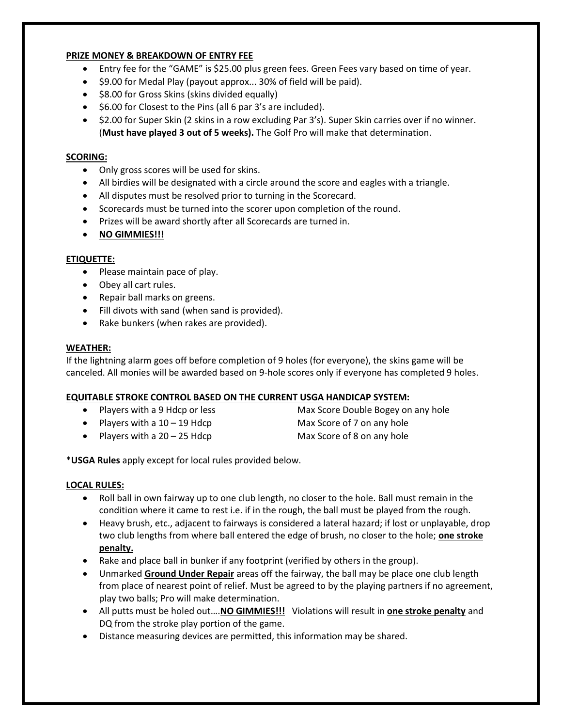## PRIZE MONEY & BREAKDOWN OF ENTRY FEE

- Entry fee for the "GAME" is $25.00 plus green fees. Green Fees vary based on time of year.
- $9.00 for Medal Play (payout approx... 30% of field will be paid).
- $8.00 for Gross Skins (skins divided equally)
- $6.00 for Closest to the Pins (all 6 par 3's are included).
- $2.00 for Super Skin (2 skins in a row excluding Par 3's). Super Skin carries over if no winner. (**Must have played 3 out of 5 weeks).** The Golf Pro will make that determination.

## SCORING:

- Only gross scores will be used for skins.
- All birdies will be designated with a circle around the score and eagles with a triangle.
- All disputes must be resolved prior to turning in the Scorecard.
- Scorecards must be turned into the scorer upon completion of the round.
- Prizes will be award shortly after all Scorecards are turned in.
- **NO GIMMIES!!!**

## ETIQUETTE:

- Please maintain pace of play.
- Obey all cart rules.
- Repair ball marks on greens.
- Fill divots with sand (when sand is provided).
- Rake bunkers (when rakes are provided).

## WEATHER:

If the lightning alarm goes off before completion of 9 holes (for everyone), the skins game will be canceled. All monies will be awarded based on 9-hole scores only if everyone has completed 9 holes.

## EQUITABLE STROKE CONTROL BASED ON THE CURRENT USGA HANDICAP SYSTEM:

- Players with a 9 Hdcp or less — Max Score Double Bogey on any hole
- Players with a 10 – 19 Hdcp — Max Score of 7 on any hole
- Players with a 20 – 25 Hdcp — Max Score of 8 on any hole

\***USGA Rules** apply except for local rules provided below.

## LOCAL RULES:

- Roll ball in own fairway up to one club length, no closer to the hole. Ball must remain in the condition where it came to rest i.e. if in the rough, the ball must be played from the rough.
- Heavy brush, etc., adjacent to fairways is considered a lateral hazard; if lost or unplayable, drop two club lengths from where ball entered the edge of brush, no closer to the hole; **one stroke penalty.**
- Rake and place ball in bunker if any footprint (verified by others in the group).
- Unmarked **Ground Under Repair** areas off the fairway, the ball may be place one club length from place of nearest point of relief. Must be agreed to by the playing partners if no agreement, play two balls; Pro will make determination.
- All putts must be holed out….**NO GIMMIES!!!** Violations will result in **one stroke penalty** and DQ from the stroke play portion of the game.
- Distance measuring devices are permitted, this information may be shared.